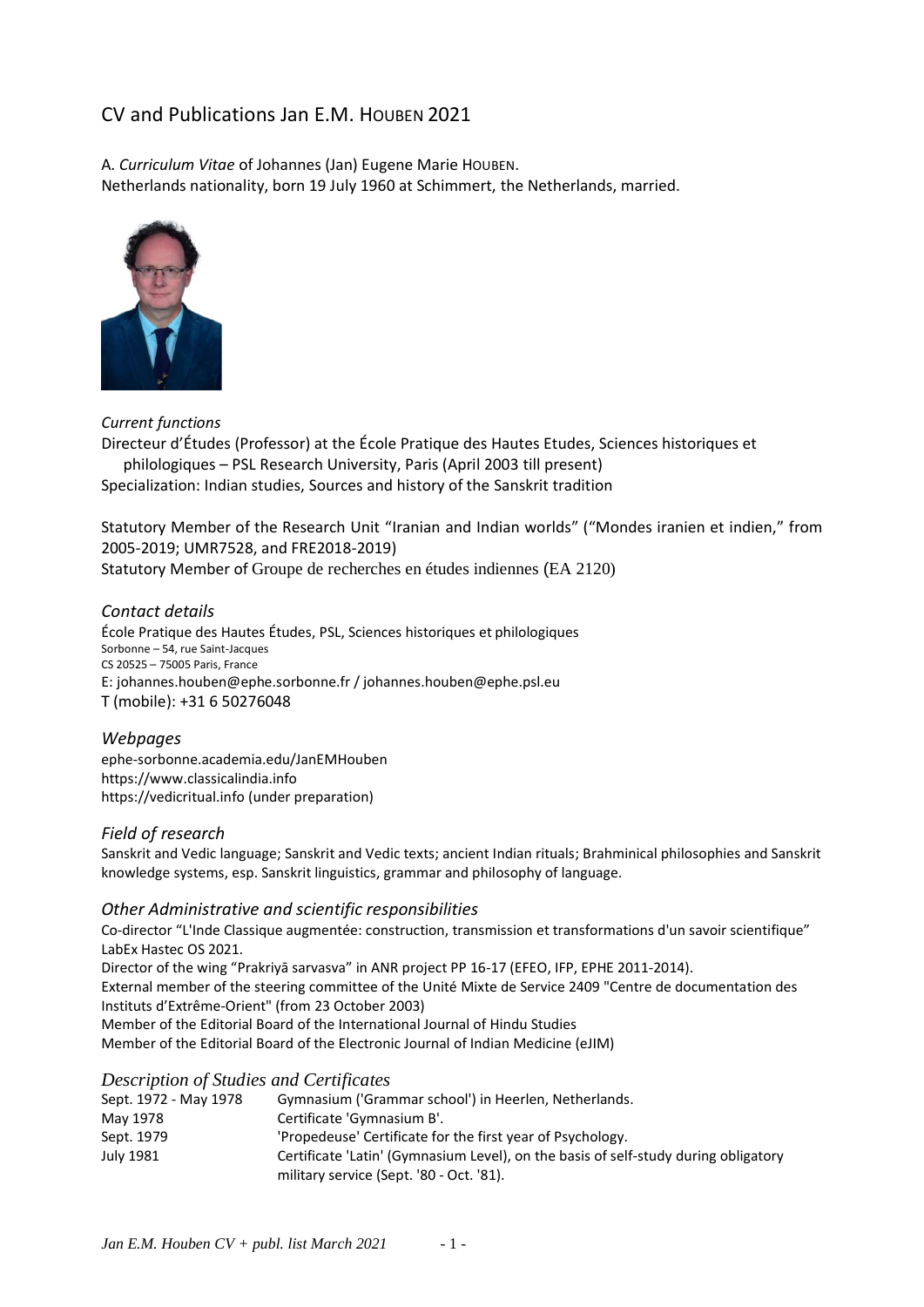# CV and Publications Jan E.M. HOUBEN 2021

A. *Curriculum Vitae* of Johannes (Jan) Eugene Marie HOUBEN.
Netherlands nationality, born 19 July 1960 at Schimmert, the Netherlands, married.

### *Current functions*

Directeur d'Études (Professor) at the École Pratique des Hautes Etudes, Sciences historiques et philologiques – PSL Research University, Paris (April 2003 till present)
Specialization: Indian studies, Sources and history of the Sanskrit tradition

Statutory Member of the Research Unit "Iranian and Indian worlds" ("Mondes iranien et indien," from 2005-2019; UMR7528, and FRE2018-2019)
Statutory Member of Groupe de recherches en études indiennes (EA 2120)

### *Contact details*

École Pratique des Hautes Études, PSL, Sciences historiques et philologiques
Sorbonne – 54, rue Saint-Jacques
CS 20525 – 75005 Paris, France
E: johannes.houben@ephe.sorbonne.fr / johannes.houben@ephe.psl.eu
T (mobile): +31 6 50276048

### *Webpages*

ephe-sorbonne.academia.edu/JanEMHouben
https://www.classicalindia.info
https://vedicritual.info (under preparation)

### *Field of research*

Sanskrit and Vedic language; Sanskrit and Vedic texts; ancient Indian rituals; Brahminical philosophies and Sanskrit knowledge systems, esp. Sanskrit linguistics, grammar and philosophy of language.

### *Other Administrative and scientific responsibilities*

Co-director "L'Inde Classique augmentée: construction, transmission et transformations d'un savoir scientifique" LabEx Hastec OS 2021.
Director of the wing "Prakriyā sarvasva" in ANR project PP 16-17 (EFEO, IFP, EPHE 2011-2014).
External member of the steering committee of the Unité Mixte de Service 2409 "Centre de documentation des Instituts d'Extrême-Orient" (from 23 October 2003)
Member of the Editorial Board of the International Journal of Hindu Studies
Member of the Editorial Board of the Electronic Journal of Indian Medicine (eJIM)

### *Description of Studies and Certificates*

| | |
|---|---|
| Sept. 1972 - May 1978 | Gymnasium ('Grammar school') in Heerlen, Netherlands. |
| May 1978 | Certificate 'Gymnasium B'. |
| Sept. 1979 | 'Propedeuse' Certificate for the first year of Psychology. |
| July 1981 | Certificate 'Latin' (Gymnasium Level), on the basis of self-study during obligatory military service (Sept. '80 - Oct. '81). |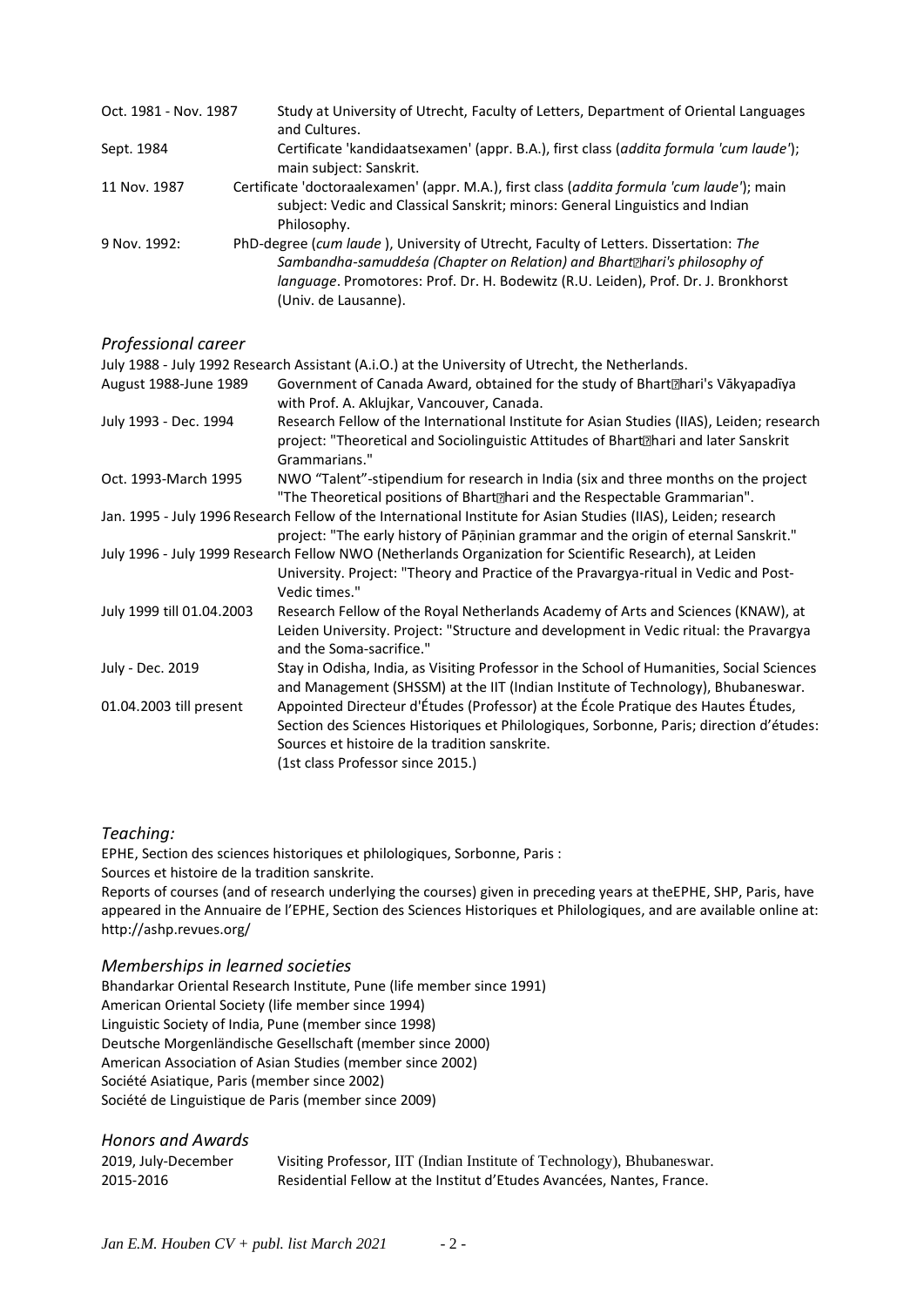| | |
|---|---|
| Oct. 1981 - Nov. 1987 | Study at University of Utrecht, Faculty of Letters, Department of Oriental Languages and Cultures. |
| Sept. 1984 | Certificate 'kandidaatsexamen' (appr. B.A.), first class (*addita formula 'cum laude'*); main subject: Sanskrit. |
| 11 Nov. 1987 | Certificate 'doctoraalexamen' (appr. M.A.), first class (*addita formula 'cum laude'*); main subject: Vedic and Classical Sanskrit; minors: General Linguistics and Indian Philosophy. |
| 9 Nov. 1992: | PhD-degree (*cum laude* ), University of Utrecht, Faculty of Letters. Dissertation: *The Sambandha-samuddeśa (Chapter on Relation) and Bhartṛhari's philosophy of language*. Promotores: Prof. Dr. H. Bodewitz (R.U. Leiden), Prof. Dr. J. Bronkhorst (Univ. de Lausanne). |

## *Professional career*

| | |
|---|---|
| July 1988 - July 1992 | Research Assistant (A.i.O.) at the University of Utrecht, the Netherlands. |
| August 1988-June 1989 | Government of Canada Award, obtained for the study of Bhartṛhari's Vākyapadīya with Prof. A. Aklujkar, Vancouver, Canada. |
| July 1993 - Dec. 1994 | Research Fellow of the International Institute for Asian Studies (IIAS), Leiden; research project: "Theoretical and Sociolinguistic Attitudes of Bhartṛhari and later Sanskrit Grammarians." |
| Oct. 1993-March 1995 | NWO "Talent"-stipendium for research in India (six and three months on the project "The Theoretical positions of Bhartṛhari and the Respectable Grammarian". |
| Jan. 1995 - July 1996 | Research Fellow of the International Institute for Asian Studies (IIAS), Leiden; research project: "The early history of Pāṇinian grammar and the origin of eternal Sanskrit." |
| July 1996 - July 1999 | Research Fellow NWO (Netherlands Organization for Scientific Research), at Leiden University. Project: "Theory and Practice of the Pravargya-ritual in Vedic and Post-Vedic times." |
| July 1999 till 01.04.2003 | Research Fellow of the Royal Netherlands Academy of Arts and Sciences (KNAW), at Leiden University. Project: "Structure and development in Vedic ritual: the Pravargya and the Soma-sacrifice." |
| July - Dec. 2019 | Stay in Odisha, India, as Visiting Professor in the School of Humanities, Social Sciences and Management (SHSSM) at the IIT (Indian Institute of Technology), Bhubaneswar. |
| 01.04.2003 till present | Appointed Directeur d'Études (Professor) at the École Pratique des Hautes Études, Section des Sciences Historiques et Philologiques, Sorbonne, Paris; direction d'études: Sources et histoire de la tradition sanskrite. (1st class Professor since 2015.) |

## *Teaching:*

EPHE, Section des sciences historiques et philologiques, Sorbonne, Paris :
Sources et histoire de la tradition sanskrite.
Reports of courses (and of research underlying the courses) given in preceding years at theEPHE, SHP, Paris, have appeared in the Annuaire de l'EPHE, Section des Sciences Historiques et Philologiques, and are available online at: http://ashp.revues.org/

## *Memberships in learned societies*

Bhandarkar Oriental Research Institute, Pune (life member since 1991)
American Oriental Society (life member since 1994)
Linguistic Society of India, Pune (member since 1998)
Deutsche Morgenländische Gesellschaft (member since 2000)
American Association of Asian Studies (member since 2002)
Société Asiatique, Paris (member since 2002)
Société de Linguistique de Paris (member since 2009)

## *Honors and Awards*

| | |
|---|---|
| 2019, July-December | Visiting Professor, IIT (Indian Institute of Technology), Bhubaneswar. |
| 2015-2016 | Residential Fellow at the Institut d'Etudes Avancées, Nantes, France. |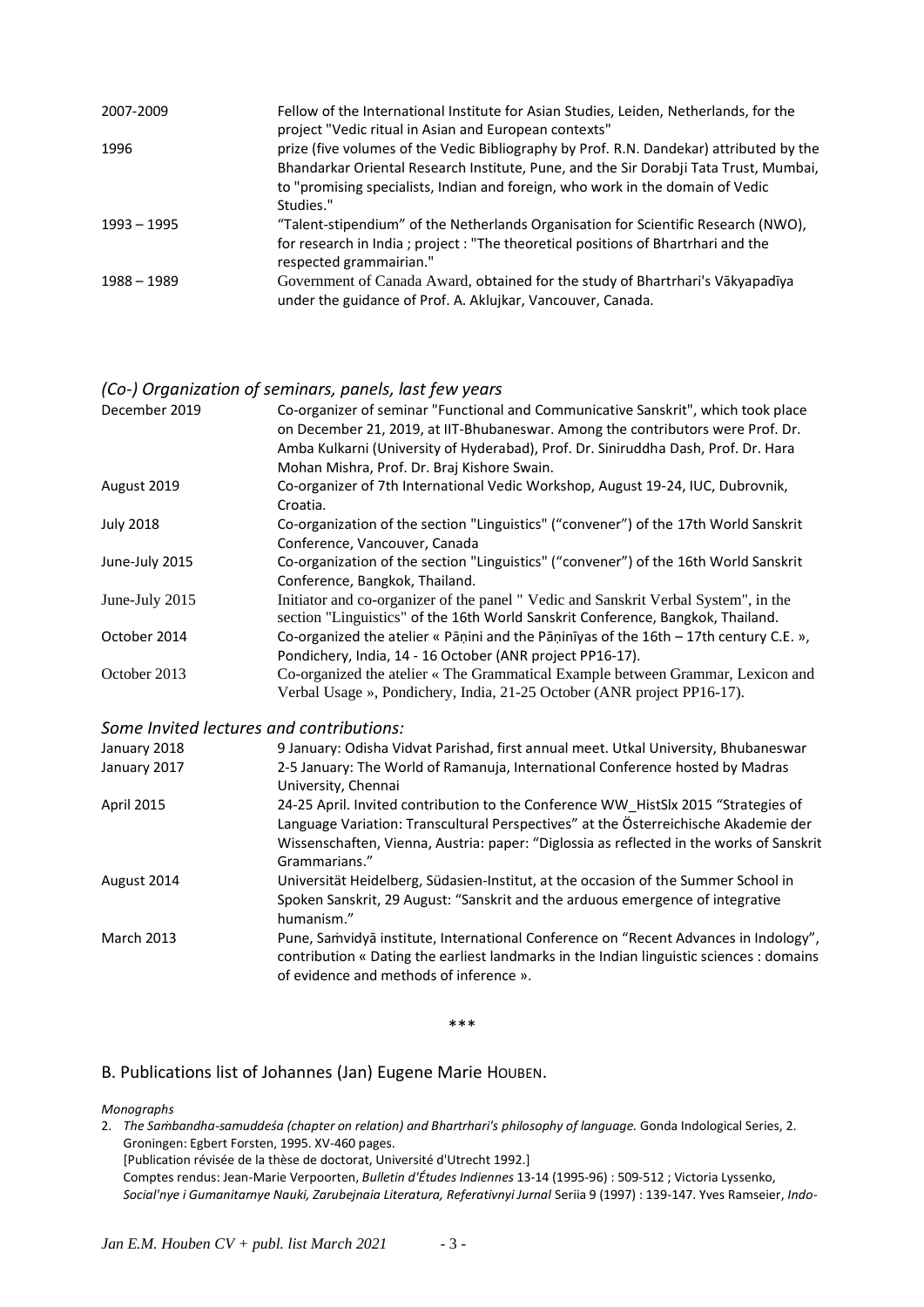| | |
|---|---|
| 2007-2009 | Fellow of the International Institute for Asian Studies, Leiden, Netherlands, for the project "Vedic ritual in Asian and European contexts" |
| 1996 | prize (five volumes of the Vedic Bibliography by Prof. R.N. Dandekar) attributed by the Bhandarkar Oriental Research Institute, Pune, and the Sir Dorabji Tata Trust, Mumbai, to "promising specialists, Indian and foreign, who work in the domain of Vedic Studies." |
| 1993 – 1995 | "Talent-stipendium" of the Netherlands Organisation for Scientific Research (NWO), for research in India ; project : "The theoretical positions of Bhartrhari and the respected grammairian." |
| 1988 – 1989 | Government of Canada Award, obtained for the study of Bhartrhari's Vākyapadīya under the guidance of Prof. A. Aklujkar, Vancouver, Canada. |

### *(Co-) Organization of seminars, panels, last few years*

| | |
|---|---|
| December 2019 | Co-organizer of seminar "Functional and Communicative Sanskrit", which took place on December 21, 2019, at IIT-Bhubaneswar. Among the contributors were Prof. Dr. Amba Kulkarni (University of Hyderabad), Prof. Dr. Siniruddha Dash, Prof. Dr. Hara Mohan Mishra, Prof. Dr. Braj Kishore Swain. |
| August 2019 | Co-organizer of 7th International Vedic Workshop, August 19-24, IUC, Dubrovnik, Croatia. |
| July 2018 | Co-organization of the section "Linguistics" ("convener") of the 17th World Sanskrit Conference, Vancouver, Canada |
| June-July 2015 | Co-organization of the section "Linguistics" ("convener") of the 16th World Sanskrit Conference, Bangkok, Thailand. |
| June-July 2015 | Initiator and co-organizer of the panel " Vedic and Sanskrit Verbal System", in the section "Linguistics" of the 16th World Sanskrit Conference, Bangkok, Thailand. |
| October 2014 | Co-organized the atelier « Pāṇini and the Pāṇinīyas of the 16th – 17th century C.E. », Pondichery, India, 14 - 16 October (ANR project PP16-17). |
| October 2013 | Co-organized the atelier « The Grammatical Example between Grammar, Lexicon and Verbal Usage », Pondichery, India, 21-25 October (ANR project PP16-17). |

### *Some Invited lectures and contributions:*

| | |
|---|---|
| January 2018 | 9 January: Odisha Vidvat Parishad, first annual meet. Utkal University, Bhubaneswar |
| January 2017 | 2-5 January: The World of Ramanuja, International Conference hosted by Madras University, Chennai |
| April 2015 | 24-25 April. Invited contribution to the Conference WW_HistSlx 2015 "Strategies of Language Variation: Transcultural Perspectives" at the Österreichische Akademie der Wissenschaften, Vienna, Austria: paper: "Diglossia as reflected in the works of Sanskrit Grammarians." |
| August 2014 | Universität Heidelberg, Südasien-Institut, at the occasion of the Summer School in Spoken Sanskrit, 29 August: "Sanskrit and the arduous emergence of integrative humanism." |
| March 2013 | Pune, Saṁvidyā institute, International Conference on "Recent Advances in Indology", contribution « Dating the earliest landmarks in the Indian linguistic sciences : domains of evidence and methods of inference ». |

\*\*\*

## B. Publications list of Johannes (Jan) Eugene Marie HOUBEN.

*Monographs*

2. *The Saṁbandha-samuddeśa (chapter on relation) and Bhartrhari's philosophy of language.* Gonda Indological Series, 2. Groningen: Egbert Forsten, 1995. XV-460 pages.
[Publication révisée de la thèse de doctorat, Université d'Utrecht 1992.]
Comptes rendus: Jean-Marie Verpoorten, *Bulletin d'Études Indiennes* 13-14 (1995-96) : 509-512 ; Victoria Lyssenko, *Social'nye i Gumanitarnye Nauki, Zarubejnaia Literatura, Referativnyi Jurnal* Seriia 9 (1997) : 139-147. Yves Ramseier, *Indo-*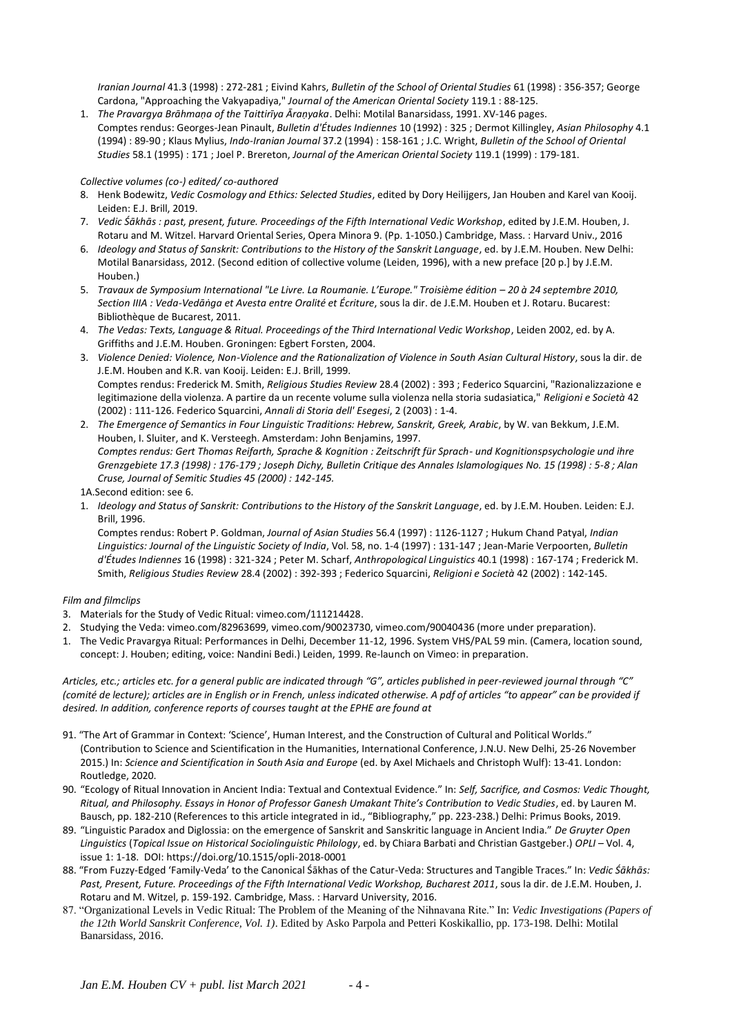*Iranian Journal* 41.3 (1998) : 272-281 ; Eivind Kahrs, *Bulletin of the School of Oriental Studies* 61 (1998) : 356-357; George Cardona, "Approaching the Vakyapadiya," *Journal of the American Oriental Society* 119.1 : 88-125.

1. *The Pravargya Brāhmaṇa of the Taittirīya Āraṇyaka*. Delhi: Motilal Banarsidass, 1991. XV-146 pages.
   Comptes rendus: Georges-Jean Pinault, *Bulletin d'Études Indiennes* 10 (1992) : 325 ; Dermot Killingley, *Asian Philosophy* 4.1 (1994) : 89-90 ; Klaus Mylius, *Indo-Iranian Journal* 37.2 (1994) : 158-161 ; J.C. Wright, *Bulletin of the School of Oriental Studies* 58.1 (1995) : 171 ; Joel P. Brereton, *Journal of the American Oriental Society* 119.1 (1999) : 179-181.

*Collective volumes (co-) edited/ co-authored*

8. Henk Bodewitz, *Vedic Cosmology and Ethics: Selected Studies*, edited by Dory Heilijgers, Jan Houben and Karel van Kooij. Leiden: E.J. Brill, 2019.
7. *Vedic Śākhās : past, present, future. Proceedings of the Fifth International Vedic Workshop*, edited by J.E.M. Houben, J. Rotaru and M. Witzel. Harvard Oriental Series, Opera Minora 9. (Pp. 1-1050.) Cambridge, Mass. : Harvard Univ., 2016
6. *Ideology and Status of Sanskrit: Contributions to the History of the Sanskrit Language*, ed. by J.E.M. Houben. New Delhi: Motilal Banarsidass, 2012. (Second edition of collective volume (Leiden, 1996), with a new preface [20 p.] by J.E.M. Houben.)
5. *Travaux de Symposium International "Le Livre. La Roumanie. L'Europe." Troisième édition – 20 à 24 septembre 2010, Section IIIA : Veda-Vedāṅga et Avesta entre Oralité et Écriture*, sous la dir. de J.E.M. Houben et J. Rotaru. Bucarest: Bibliothèque de Bucarest, 2011.
4. *The Vedas: Texts, Language & Ritual. Proceedings of the Third International Vedic Workshop*, Leiden 2002, ed. by A. Griffiths and J.E.M. Houben. Groningen: Egbert Forsten, 2004.
3. *Violence Denied: Violence, Non-Violence and the Rationalization of Violence in South Asian Cultural History*, sous la dir. de J.E.M. Houben and K.R. van Kooij. Leiden: E.J. Brill, 1999.
   Comptes rendus: Frederick M. Smith, *Religious Studies Review* 28.4 (2002) : 393 ; Federico Squarcini, "Razionalizzazione e legitimazione della violenza. A partire da un recente volume sulla violenza nella storia sudasiatica," *Religioni e Società* 42 (2002) : 111-126. Federico Squarcini, *Annali di Storia dell' Esegesi*, 2 (2003) : 1-4.
2. *The Emergence of Semantics in Four Linguistic Traditions: Hebrew, Sanskrit, Greek, Arabic*, by W. van Bekkum, J.E.M. Houben, I. Sluiter, and K. Versteegh. Amsterdam: John Benjamins, 1997.
   *Comptes rendus: Gert Thomas Reifarth, Sprache & Kognition : Zeitschrift für Sprach- und Kognitionspsychologie und ihre Grenzgebiete 17.3 (1998) : 176-179 ; Joseph Dichy, Bulletin Critique des Annales Islamologiques No. 15 (1998) : 5-8 ; Alan Cruse, Journal of Semitic Studies 45 (2000) : 142-145.*

1A.Second edition: see 6.

1. *Ideology and Status of Sanskrit: Contributions to the History of the Sanskrit Language*, ed. by J.E.M. Houben. Leiden: E.J. Brill, 1996.
   Comptes rendus: Robert P. Goldman, *Journal of Asian Studies* 56.4 (1997) : 1126-1127 ; Hukum Chand Patyal, *Indian Linguistics: Journal of the Linguistic Society of India*, Vol. 58, no. 1-4 (1997) : 131-147 ; Jean-Marie Verpoorten, *Bulletin d'Études Indiennes* 16 (1998) : 321-324 ; Peter M. Scharf, *Anthropological Linguistics* 40.1 (1998) : 167-174 ; Frederick M. Smith, *Religious Studies Review* 28.4 (2002) : 392-393 ; Federico Squarcini, *Religioni e Società* 42 (2002) : 142-145.

*Film and filmclips*

3. Materials for the Study of Vedic Ritual: vimeo.com/111214428.
2. Studying the Veda: vimeo.com/82963699, vimeo.com/90023730, vimeo.com/90040436 (more under preparation).
1. The Vedic Pravargya Ritual: Performances in Delhi, December 11-12, 1996. System VHS/PAL 59 min. (Camera, location sound, concept: J. Houben; editing, voice: Nandini Bedi.) Leiden, 1999. Re-launch on Vimeo: in preparation.

*Articles, etc.; articles etc. for a general public are indicated through "G", articles published in peer-reviewed journal through "C" (comité de lecture); articles are in English or in French, unless indicated otherwise. A pdf of articles "to appear" can be provided if desired. In addition, conference reports of courses taught at the EPHE are found at*

91. "The Art of Grammar in Context: 'Science', Human Interest, and the Construction of Cultural and Political Worlds." (Contribution to Science and Scientification in the Humanities, International Conference, J.N.U. New Delhi, 25-26 November 2015.) In: *Science and Scientification in South Asia and Europe* (ed. by Axel Michaels and Christoph Wulf): 13-41. London: Routledge, 2020.
90. "Ecology of Ritual Innovation in Ancient India: Textual and Contextual Evidence." In: *Self, Sacrifice, and Cosmos: Vedic Thought, Ritual, and Philosophy. Essays in Honor of Professor Ganesh Umakant Thite's Contribution to Vedic Studies*, ed. by Lauren M. Bausch, pp. 182-210 (References to this article integrated in id., "Bibliography," pp. 223-238.) Delhi: Primus Books, 2019.
89. "Linguistic Paradox and Diglossia: on the emergence of Sanskrit and Sanskritic language in Ancient India." *De Gruyter Open Linguistics* (*Topical Issue on Historical Sociolinguistic Philology*, ed. by Chiara Barbati and Christian Gastgeber.) *OPLI* – Vol. 4, issue 1: 1-18. DOI: https://doi.org/10.1515/opli-2018-0001
88. "From Fuzzy-Edged 'Family-Veda' to the Canonical Śākhas of the Catur-Veda: Structures and Tangible Traces." In: *Vedic Śākhās: Past, Present, Future. Proceedings of the Fifth International Vedic Workshop, Bucharest 2011*, sous la dir. de J.E.M. Houben, J. Rotaru and M. Witzel, p. 159-192. Cambridge, Mass. : Harvard University, 2016.
87. "Organizational Levels in Vedic Ritual: The Problem of the Meaning of the Nihnavana Rite." In: *Vedic Investigations (Papers of the 12th World Sanskrit Conference, Vol. 1)*. Edited by Asko Parpola and Petteri Koskikallio, pp. 173-198. Delhi: Motilal Banarsidass, 2016.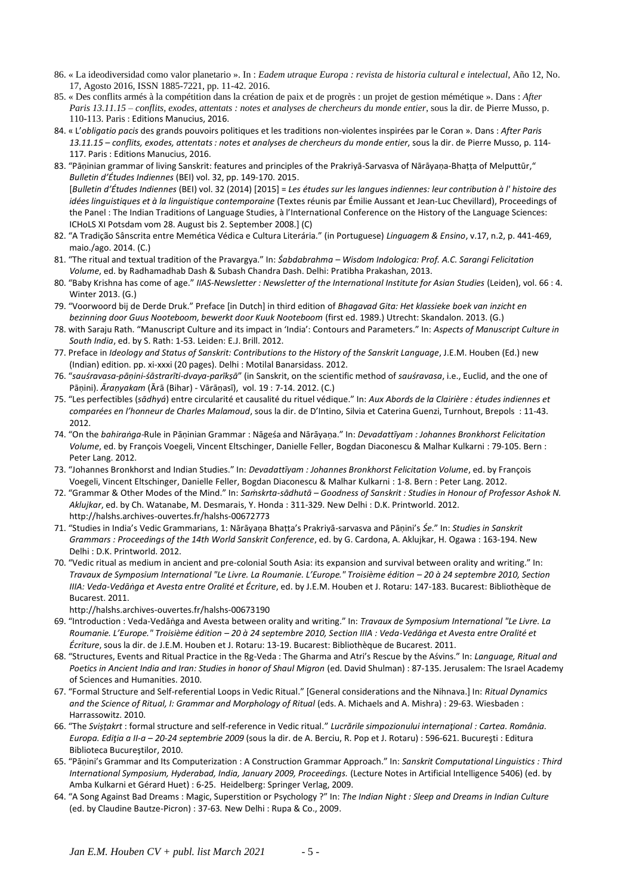86. « La ideodiversidad como valor planetario ». In : *Eadem utraque Europa : revista de historia cultural e intelectual*, Año 12, No. 17, Agosto 2016, ISSN 1885-7221, pp. 11-42. 2016.
85. « Des conflits armés à la compétition dans la création de paix et de progrès : un projet de gestion mémétique ». Dans : *After Paris 13.11.15 – conflits, exodes, attentats : notes et analyses de chercheurs du monde entier*, sous la dir. de Pierre Musso, p. 110-113. Paris : Editions Manucius, 2016.
84. « L'*obligatio pacis* des grands pouvoirs politiques et les traditions non-violentes inspirées par le Coran ». Dans : *After Paris 13.11.15 – conflits, exodes, attentats : notes et analyses de chercheurs du monde entier*, sous la dir. de Pierre Musso, p. 114-117. Paris : Editions Manucius, 2016.
83. "Pāṇinian grammar of living Sanskrit: features and principles of the Prakriyā-Sarvasva of Nārāyaṇa-Bhaṭṭa of Melputtūr," *Bulletin d'Études Indiennes* (BEI) vol. 32, pp. 149-170. 2015.
[*Bulletin d'Études Indiennes* (BEI) vol. 32 (2014) [2015] = *Les études sur les langues indiennes: leur contribution à l' histoire des idées linguistiques et à la linguistique contemporaine* (Textes réunis par Émilie Aussant et Jean-Luc Chevillard), Proceedings of the Panel : The Indian Traditions of Language Studies, à l'International Conference on the History of the Language Sciences: ICHoLS XI Potsdam vom 28. August bis 2. September 2008.] (C)
82. "A Tradição Sânscrita entre Memética Védica e Cultura Literária." (in Portuguese) *Linguagem & Ensino*, v.17, n.2, p. 441-469, maio./ago. 2014. (C.)
81. "The ritual and textual tradition of the Pravargya." In: *Śabdabrahma – Wisdom Indologica: Prof. A.C. Sarangi Felicitation Volume*, ed. by Radhamadhab Dash & Subash Chandra Dash. Delhi: Pratibha Prakashan, 2013.
80. "Baby Krishna has come of age." *IIAS-Newsletter : Newsletter of the International Institute for Asian Studies* (Leiden), vol. 66 : 4. Winter 2013. (G.)
79. "Voorwoord bij de Derde Druk." Preface [in Dutch] in third edition of *Bhagavad Gita: Het klassieke boek van inzicht en bezinning door Guus Nooteboom, bewerkt door Kuuk Nooteboom* (first ed. 1989.) Utrecht: Skandalon. 2013. (G.)
78. with Saraju Rath. "Manuscript Culture and its impact in 'India': Contours and Parameters." In: *Aspects of Manuscript Culture in South India*, ed. by S. Rath: 1-53. Leiden: E.J. Brill. 2012.
77. Preface in *Ideology and Status of Sanskrit: Contributions to the History of the Sanskrit Language*, J.E.M. Houben (Ed.) new (Indian) edition. pp. xi-xxxi (20 pages). Delhi : Motilal Banarsidass. 2012.
76. "*sauśravasa-pāṇini-śāstrarīti-dvaya-parīkṣā*" (in Sanskrit, on the scientific method of *sauśravasa*, i.e., Euclid, and the one of Pāṇini). *Āraṇyakam* (Ārā (Bihar) - Vārāṇasī), vol. 19 : 7-14. 2012. (C.)
75. "Les perfectibles (*sādhyá*) entre circularité et causalité du rituel védique." In: *Aux Abords de la Clairière : études indiennes et comparées en l'honneur de Charles Malamoud*, sous la dir. de D'Intino, Silvia et Caterina Guenzi, Turnhout, Brepols : 11-43. 2012.
74. "On the *bahiraṅga*-Rule in Pāṇinian Grammar : Nāgeśa and Nārāyaṇa." In: *Devadattīyam : Johannes Bronkhorst Felicitation Volume*, ed. by François Voegeli, Vincent Eltschinger, Danielle Feller, Bogdan Diaconescu & Malhar Kulkarni : 79-105. Bern : Peter Lang. 2012.
73. "Johannes Bronkhorst and Indian Studies." In: *Devadattīyam : Johannes Bronkhorst Felicitation Volume*, ed. by François Voegeli, Vincent Eltschinger, Danielle Feller, Bogdan Diaconescu & Malhar Kulkarni : 1-8. Bern : Peter Lang. 2012.
72. "Grammar & Other Modes of the Mind." In: *Saṁskrta-sādhutā – Goodness of Sanskrit : Studies in Honour of Professor Ashok N. Aklujkar*, ed. by Ch. Watanabe, M. Desmarais, Y. Honda : 311-329. New Delhi : D.K. Printworld. 2012. http://halshs.archives-ouvertes.fr/halshs-00672773
71. "Studies in India's Vedic Grammarians, 1: Nārāyaṇa Bhaṭṭa's Prakriyā-sarvasva and Pāṇini's *Śe*." In: *Studies in Sanskrit Grammars : Proceedings of the 14th World Sanskrit Conference*, ed. by G. Cardona, A. Aklujkar, H. Ogawa : 163-194. New Delhi : D.K. Printworld. 2012.
70. "Vedic ritual as medium in ancient and pre-colonial South Asia: its expansion and survival between orality and writing." In: *Travaux de Symposium International "Le Livre. La Roumanie. L'Europe." Troisième édition – 20 à 24 septembre 2010, Section IIIA: Veda-Vedāṅga et Avesta entre Oralité et Écriture*, ed. by J.E.M. Houben et J. Rotaru: 147-183. Bucarest: Bibliothèque de Bucarest. 2011.
http://halshs.archives-ouvertes.fr/halshs-00673190
69. "Introduction : Veda-Vedāṅga and Avesta between orality and writing." In: *Travaux de Symposium International "Le Livre. La Roumanie. L'Europe." Troisième édition – 20 à 24 septembre 2010, Section IIIA : Veda-Vedāṅga et Avesta entre Oralité et Écriture*, sous la dir. de J.E.M. Houben et J. Rotaru: 13-19. Bucarest: Bibliothèque de Bucarest. 2011.
68. "Structures, Events and Ritual Practice in the Ṛg-Veda : The Gharma and Atri's Rescue by the Aśvins." In: *Language, Ritual and Poetics in Ancient India and Iran: Studies in honor of Shaul Migron* (ed. David Shulman) : 87-135. Jerusalem: The Israel Academy of Sciences and Humanities. 2010.
67. "Formal Structure and Self-referential Loops in Vedic Ritual." [General considerations and the Nihnava.] In: *Ritual Dynamics and the Science of Ritual, I: Grammar and Morphology of Ritual* (eds. A. Michaels and A. Mishra) : 29-63. Wiesbaden : Harrassowitz. 2010.
66. "The *Sviṣṭakṛt* : formal structure and self-reference in Vedic ritual." *Lucrările simpozionului internaţional : Cartea. România. Europa. Ediţia a II-a – 20-24 septembrie 2009* (sous la dir. de A. Berciu, R. Pop et J. Rotaru) : 596-621. Bucureşti : Editura Biblioteca Bucureştilor, 2010.
65. "Pāṇini's Grammar and Its Computerization : A Construction Grammar Approach." In: *Sanskrit Computational Linguistics : Third International Symposium, Hyderabad, India, January 2009, Proceedings.* (Lecture Notes in Artificial Intelligence 5406) (ed. by Amba Kulkarni et Gérard Huet) : 6-25. Heidelberg: Springer Verlag, 2009.
64. "A Song Against Bad Dreams : Magic, Superstition or Psychology ?" In: *The Indian Night : Sleep and Dreams in Indian Culture* (ed. by Claudine Bautze-Picron) : 37-63*.* New Delhi : Rupa & Co., 2009.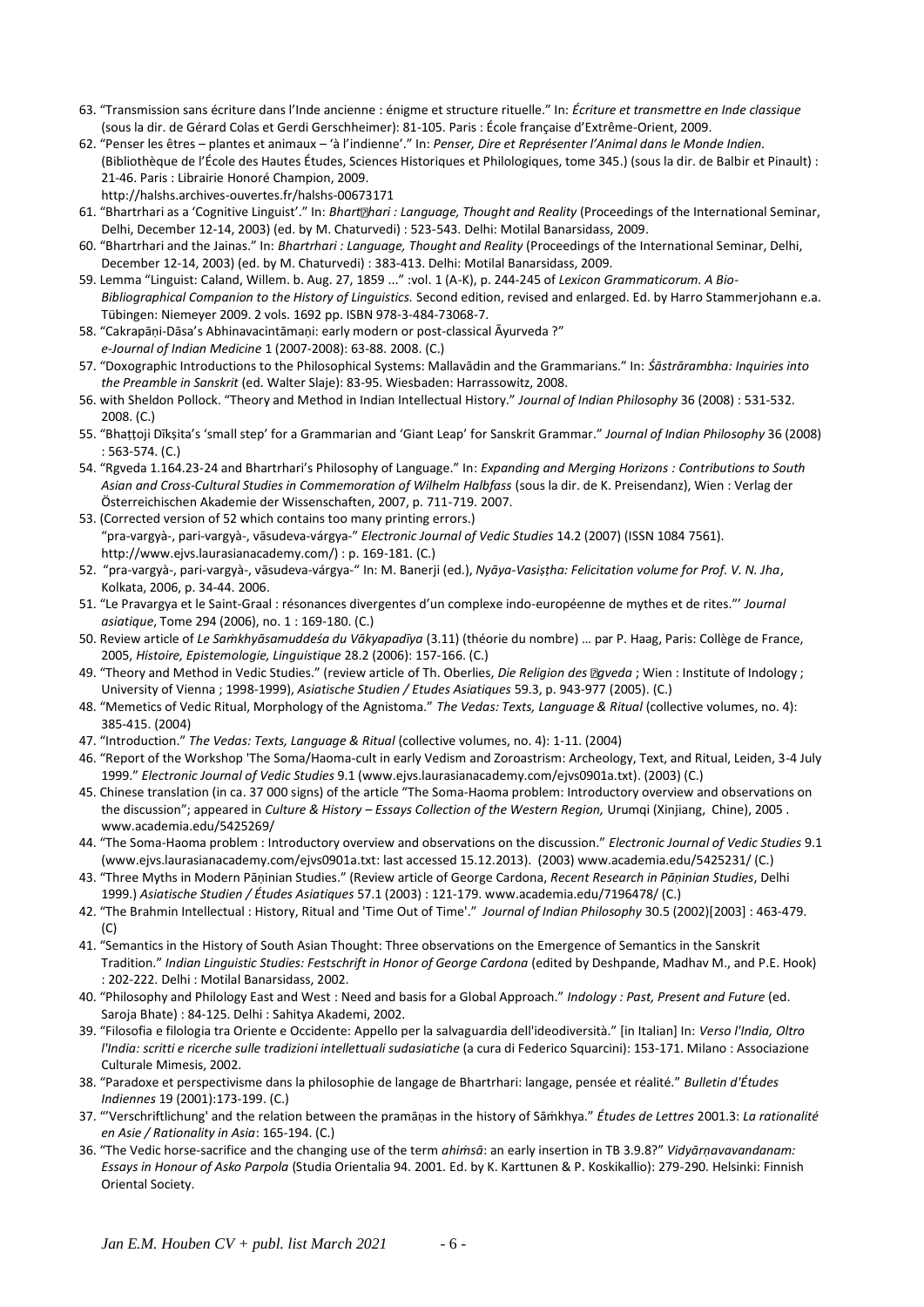63. "Transmission sans écriture dans l'Inde ancienne : énigme et structure rituelle." In: *Écriture et transmettre en Inde classique* (sous la dir. de Gérard Colas et Gerdi Gerschheimer): 81-105. Paris : École française d'Extrême-Orient, 2009.
62. "Penser les êtres – plantes et animaux – 'à l'indienne'." In: *Penser, Dire et Représenter l'Animal dans le Monde Indien.* (Bibliothèque de l'École des Hautes Études, Sciences Historiques et Philologiques, tome 345.) (sous la dir. de Balbir et Pinault) : 21-46. Paris : Librairie Honoré Champion, 2009.
http://halshs.archives-ouvertes.fr/halshs-00673171
61. "Bhartrhari as a 'Cognitive Linguist'." In: *Bhartṛhari : Language, Thought and Reality* (Proceedings of the International Seminar, Delhi, December 12-14, 2003) (ed. by M. Chaturvedi) : 523-543. Delhi: Motilal Banarsidass, 2009.
60. "Bhartrhari and the Jainas." In: *Bhartrhari : Language, Thought and Reality* (Proceedings of the International Seminar, Delhi, December 12-14, 2003) (ed. by M. Chaturvedi) : 383-413. Delhi: Motilal Banarsidass, 2009.
59. Lemma "Linguist: Caland, Willem. b. Aug. 27, 1859 ..." :vol. 1 (A-K), p. 244-245 of *Lexicon Grammaticorum. A Bio-Bibliographical Companion to the History of Linguistics.* Second edition, revised and enlarged. Ed. by Harro Stammerjohann e.a. Tübingen: Niemeyer 2009. 2 vols. 1692 pp. ISBN 978-3-484-73068-7.
58. "Cakrapāṇi-Dāsa's Abhinavacintāmaṇi: early modern or post-classical Āyurveda ?" *e-Journal of Indian Medicine* 1 (2007-2008): 63-88. 2008. (C.)
57. "Doxographic Introductions to the Philosophical Systems: Mallavādin and the Grammarians." In: *Śāstrārambha: Inquiries into the Preamble in Sanskrit* (ed. Walter Slaje): 83-95. Wiesbaden: Harrassowitz, 2008.
56. with Sheldon Pollock. "Theory and Method in Indian Intellectual History." *Journal of Indian Philosophy* 36 (2008) : 531-532. 2008. (C.)
55. "Bhaṭṭoji Dīkṣita's 'small step' for a Grammarian and 'Giant Leap' for Sanskrit Grammar." *Journal of Indian Philosophy* 36 (2008) : 563-574. (C.)
54. "Rgveda 1.164.23-24 and Bhartrhari's Philosophy of Language." In: *Expanding and Merging Horizons : Contributions to South Asian and Cross-Cultural Studies in Commemoration of Wilhelm Halbfass* (sous la dir. de K. Preisendanz), Wien : Verlag der Österreichischen Akademie der Wissenschaften, 2007, p. 711-719. 2007.
53. (Corrected version of 52 which contains too many printing errors.)
"pra-vargyà-, pari-vargyà-, vāsudeva-várgya-" *Electronic Journal of Vedic Studies* 14.2 (2007) (ISSN 1084 7561). http://www.ejvs.laurasianacademy.com/) : p. 169-181. (C.)
52. "pra-vargyà-, pari-vargyà-, vāsudeva-várgya-" In: M. Banerji (ed.), *Nyāya-Vasiṣṭha: Felicitation volume for Prof. V. N. Jha*, Kolkata, 2006, p. 34-44. 2006.
51. "Le Pravargya et le Saint-Graal : résonances divergentes d'un complexe indo-européenne de mythes et de rites."' *Journal asiatique*, Tome 294 (2006), no. 1 : 169-180. (C.)
50. Review article of *Le Saṁkhyāsamuddeśa du Vākyapadīya* (3.11) (théorie du nombre) … par P. Haag, Paris: Collège de France, 2005, *Histoire, Epistemologie, Linguistique* 28.2 (2006): 157-166. (C.)
49. "Theory and Method in Vedic Studies." (review article of Th. Oberlies, *Die Religion des Ṛgveda* ; Wien : Institute of Indology ; University of Vienna ; 1998-1999), *Asiatische Studien / Etudes Asiatiques* 59.3, p. 943-977 (2005). (C.)
48. "Memetics of Vedic Ritual, Morphology of the Agnistoma." *The Vedas: Texts, Language & Ritual* (collective volumes, no. 4): 385-415. (2004)
47. "Introduction." *The Vedas: Texts, Language & Ritual* (collective volumes, no. 4): 1-11. (2004)
46. "Report of the Workshop 'The Soma/Haoma-cult in early Vedism and Zoroastrism: Archeology, Text, and Ritual, Leiden, 3-4 July 1999." *Electronic Journal of Vedic Studies* 9.1 (www.ejvs.laurasianacademy.com/ejvs0901a.txt). (2003) (C.)
45. Chinese translation (in ca. 37 000 signs) of the article "The Soma-Haoma problem: Introductory overview and observations on the discussion"; appeared in *Culture & History – Essays Collection of the Western Region,* Urumqi (Xinjiang, Chine), 2005 . www.academia.edu/5425269/
44. "The Soma-Haoma problem : Introductory overview and observations on the discussion." *Electronic Journal of Vedic Studies* 9.1 (www.ejvs.laurasianacademy.com/ejvs0901a.txt: last accessed 15.12.2013). (2003) www.academia.edu/5425231/ (C.)
43. "Three Myths in Modern Pāṇinian Studies." (Review article of George Cardona, *Recent Research in Pāṇinian Studies*, Delhi 1999.) *Asiatische Studien / Études Asiatiques* 57.1 (2003) : 121-179. www.academia.edu/7196478/ (C.)
42. "The Brahmin Intellectual : History, Ritual and 'Time Out of Time'." *Journal of Indian Philosophy* 30.5 (2002)[2003] : 463-479. (C)
41. "Semantics in the History of South Asian Thought: Three observations on the Emergence of Semantics in the Sanskrit Tradition." *Indian Linguistic Studies: Festschrift in Honor of George Cardona* (edited by Deshpande, Madhav M., and P.E. Hook) : 202-222. Delhi : Motilal Banarsidass, 2002.
40. "Philosophy and Philology East and West : Need and basis for a Global Approach." *Indology : Past, Present and Future* (ed. Saroja Bhate) : 84-125. Delhi : Sahitya Akademi, 2002.
39. "Filosofia e filologia tra Oriente e Occidente: Appello per la salvaguardia dell'ideodiversità." [in Italian] In: *Verso l'India, Oltro l'India: scritti e ricerche sulle tradizioni intellettuali sudasiatiche* (a cura di Federico Squarcini): 153-171. Milano : Associazione Culturale Mimesis, 2002.
38. "Paradoxe et perspectivisme dans la philosophie de langage de Bhartrhari: langage, pensée et réalité." *Bulletin d'Études Indiennes* 19 (2001):173-199. (C.)
37. "'Verschriftlichung' and the relation between the pramāṇas in the history of Sāṁkhya." *Études de Lettres* 2001.3: *La rationalité en Asie / Rationality in Asia*: 165-194. (C.)
36. "The Vedic horse-sacrifice and the changing use of the term *ahiṁsā*: an early insertion in TB 3.9.8?" *Vidyārṇavavandanam: Essays in Honour of Asko Parpola* (Studia Orientalia 94. 2001. Ed. by K. Karttunen & P. Koskikallio): 279-290. Helsinki: Finnish Oriental Society.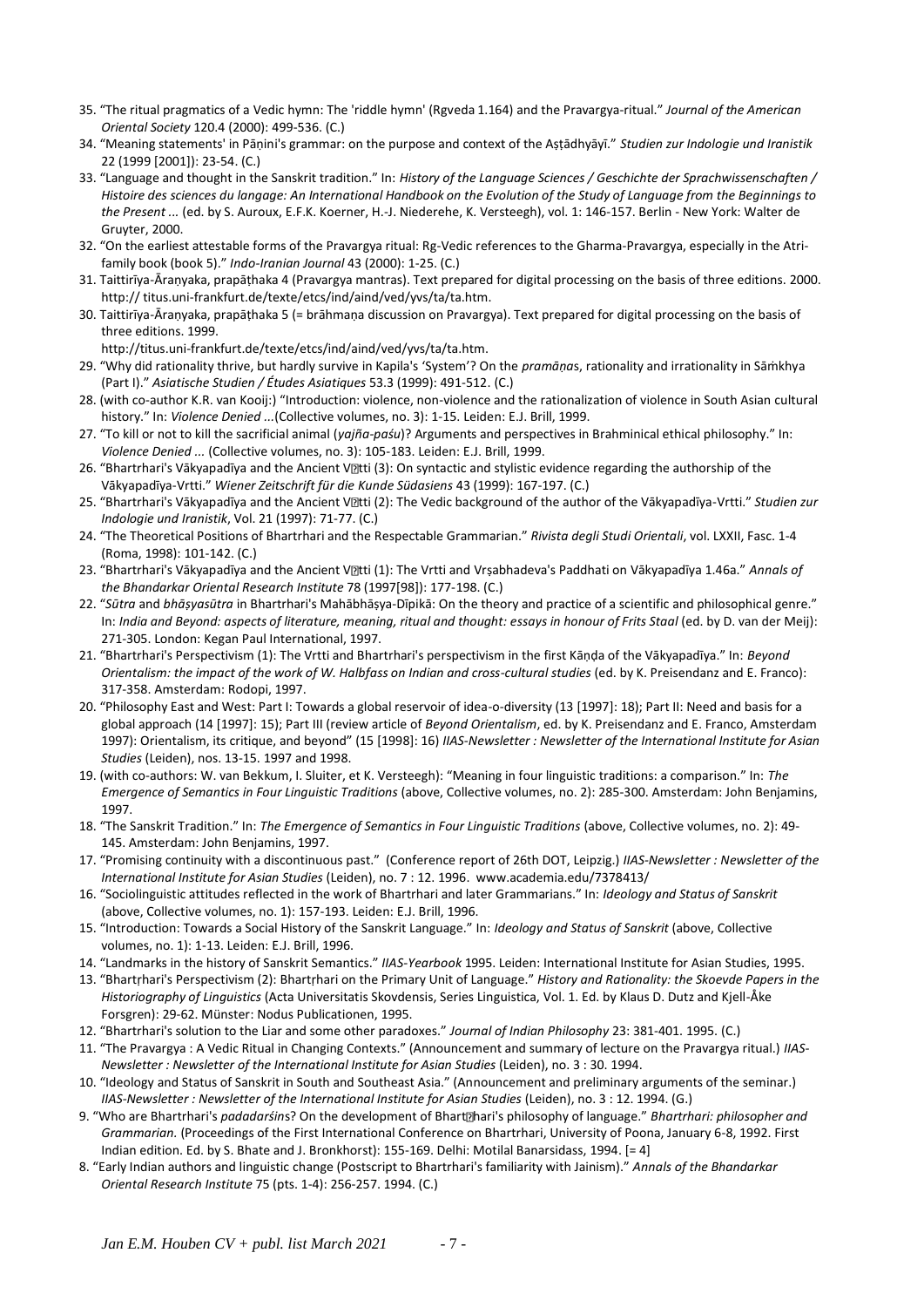35. "The ritual pragmatics of a Vedic hymn: The 'riddle hymn' (Rgveda 1.164) and the Pravargya-ritual." *Journal of the American Oriental Society* 120.4 (2000): 499-536. (C.)
34. "Meaning statements' in Pāṇini's grammar: on the purpose and context of the Aṣṭādhyāyī." *Studien zur Indologie und Iranistik* 22 (1999 [2001]): 23-54. (C.)
33. "Language and thought in the Sanskrit tradition." In: *History of the Language Sciences / Geschichte der Sprachwissenschaften / Histoire des sciences du langage: An International Handbook on the Evolution of the Study of Language from the Beginnings to the Present* ... (ed. by S. Auroux, E.F.K. Koerner, H.-J. Niederehe, K. Versteegh), vol. 1: 146-157. Berlin - New York: Walter de Gruyter, 2000.
32. "On the earliest attestable forms of the Pravargya ritual: Rg-Vedic references to the Gharma-Pravargya, especially in the Atri-family book (book 5)." *Indo-Iranian Journal* 43 (2000): 1-25. (C.)
31. Taittirīya-Āraṇyaka, prapāṭhaka 4 (Pravargya mantras). Text prepared for digital processing on the basis of three editions. 2000. http:// titus.uni-frankfurt.de/texte/etcs/ind/aind/ved/yvs/ta/ta.htm.
30. Taittirīya-Āraṇyaka, prapāṭhaka 5 (= brāhmaṇa discussion on Pravargya). Text prepared for digital processing on the basis of three editions. 1999.
    http://titus.uni-frankfurt.de/texte/etcs/ind/aind/ved/yvs/ta/ta.htm.
29. "Why did rationality thrive, but hardly survive in Kapila's 'System'? On the *pramāṇa*s, rationality and irrationality in Sāṁkhya (Part I)." *Asiatische Studien / Études Asiatiques* 53.3 (1999): 491-512. (C.)
28. (with co-author K.R. van Kooij:) "Introduction: violence, non-violence and the rationalization of violence in South Asian cultural history." In: *Violence Denied* ...(Collective volumes, no. 3): 1-15. Leiden: E.J. Brill, 1999.
27. "To kill or not to kill the sacrificial animal (*yajña-paśu*)? Arguments and perspectives in Brahminical ethical philosophy." In: *Violence Denied* ... (Collective volumes, no. 3): 105-183. Leiden: E.J. Brill, 1999.
26. "Bhartrhari's Vākyapadīya and the Ancient V�tti (3): On syntactic and stylistic evidence regarding the authorship of the Vākyapadīya-Vrtti." *Wiener Zeitschrift für die Kunde Südasiens* 43 (1999): 167-197. (C.)
25. "Bhartrhari's Vākyapadīya and the Ancient V�tti (2): The Vedic background of the author of the Vākyapadīya-Vrtti." *Studien zur Indologie und Iranistik*, Vol. 21 (1997): 71-77. (C.)
24. "The Theoretical Positions of Bhartrhari and the Respectable Grammarian." *Rivista degli Studi Orientali*, vol. LXXII, Fasc. 1-4 (Roma, 1998): 101-142. (C.)
23. "Bhartrhari's Vākyapadīya and the Ancient V�tti (1): The Vrtti and Vrṣabhadeva's Paddhati on Vākyapadīya 1.46a." *Annals of the Bhandarkar Oriental Research Institute* 78 (1997[98]): 177-198. (C.)
22. "*Sūtra* and *bhāṣyasūtra* in Bhartrhari's Mahābhāṣya-Dīpikā: On the theory and practice of a scientific and philosophical genre." In: *India and Beyond: aspects of literature, meaning, ritual and thought: essays in honour of Frits Staal* (ed. by D. van der Meij): 271-305. London: Kegan Paul International, 1997.
21. "Bhartrhari's Perspectivism (1): The Vrtti and Bhartrhari's perspectivism in the first Kāṇḍa of the Vākyapadīya." In: *Beyond Orientalism: the impact of the work of W. Halbfass on Indian and cross-cultural studies* (ed. by K. Preisendanz and E. Franco): 317-358. Amsterdam: Rodopi, 1997.
20. "Philosophy East and West: Part I: Towards a global reservoir of idea-o-diversity (13 [1997]: 18); Part II: Need and basis for a global approach (14 [1997]: 15); Part III (review article of *Beyond Orientalism*, ed. by K. Preisendanz and E. Franco, Amsterdam 1997): Orientalism, its critique, and beyond" (15 [1998]: 16) *IIAS-Newsletter : Newsletter of the International Institute for Asian Studies* (Leiden), nos. 13-15. 1997 and 1998.
19. (with co-authors: W. van Bekkum, I. Sluiter, et K. Versteegh): "Meaning in four linguistic traditions: a comparison." In: *The Emergence of Semantics in Four Linguistic Traditions* (above, Collective volumes, no. 2): 285-300. Amsterdam: John Benjamins, 1997.
18. "The Sanskrit Tradition." In: *The Emergence of Semantics in Four Linguistic Traditions* (above, Collective volumes, no. 2): 49-145. Amsterdam: John Benjamins, 1997.
17. "Promising continuity with a discontinuous past." (Conference report of 26th DOT, Leipzig.) *IIAS-Newsletter : Newsletter of the International Institute for Asian Studies* (Leiden), no. 7 : 12. 1996. www.academia.edu/7378413/
16. "Sociolinguistic attitudes reflected in the work of Bhartrhari and later Grammarians." In: *Ideology and Status of Sanskrit* (above, Collective volumes, no. 1): 157-193. Leiden: E.J. Brill, 1996.
15. "Introduction: Towards a Social History of the Sanskrit Language." In: *Ideology and Status of Sanskrit* (above, Collective volumes, no. 1): 1-13. Leiden: E.J. Brill, 1996.
14. "Landmarks in the history of Sanskrit Semantics." *IIAS-Yearbook* 1995. Leiden: International Institute for Asian Studies, 1995.
13. "Bhartṛhari's Perspectivism (2): Bhartṛhari on the Primary Unit of Language." *History and Rationality: the Skoevde Papers in the Historiography of Linguistics* (Acta Universitatis Skovdensis, Series Linguistica, Vol. 1. Ed. by Klaus D. Dutz and Kjell-Åke Forsgren): 29-62. Münster: Nodus Publicationen, 1995.
12. "Bhartrhari's solution to the Liar and some other paradoxes." *Journal of Indian Philosophy* 23: 381-401. 1995. (C.)
11. "The Pravargya : A Vedic Ritual in Changing Contexts." (Announcement and summary of lecture on the Pravargya ritual.) *IIAS-Newsletter : Newsletter of the International Institute for Asian Studies* (Leiden), no. 3 : 30. 1994.
10. "Ideology and Status of Sanskrit in South and Southeast Asia." (Announcement and preliminary arguments of the seminar.) *IIAS-Newsletter : Newsletter of the International Institute for Asian Studies* (Leiden), no. 3 : 12. 1994. (G.)
9. "Who are Bhartrhari's *padadarśin*s? On the development of Bhart�hari's philosophy of language." *Bhartrhari: philosopher and Grammarian.* (Proceedings of the First International Conference on Bhartrhari, University of Poona, January 6-8, 1992. First Indian edition. Ed. by S. Bhate and J. Bronkhorst): 155-169. Delhi: Motilal Banarsidass, 1994. [= 4]
8. "Early Indian authors and linguistic change (Postscript to Bhartrhari's familiarity with Jainism)." *Annals of the Bhandarkar Oriental Research Institute* 75 (pts. 1-4): 256-257. 1994. (C.)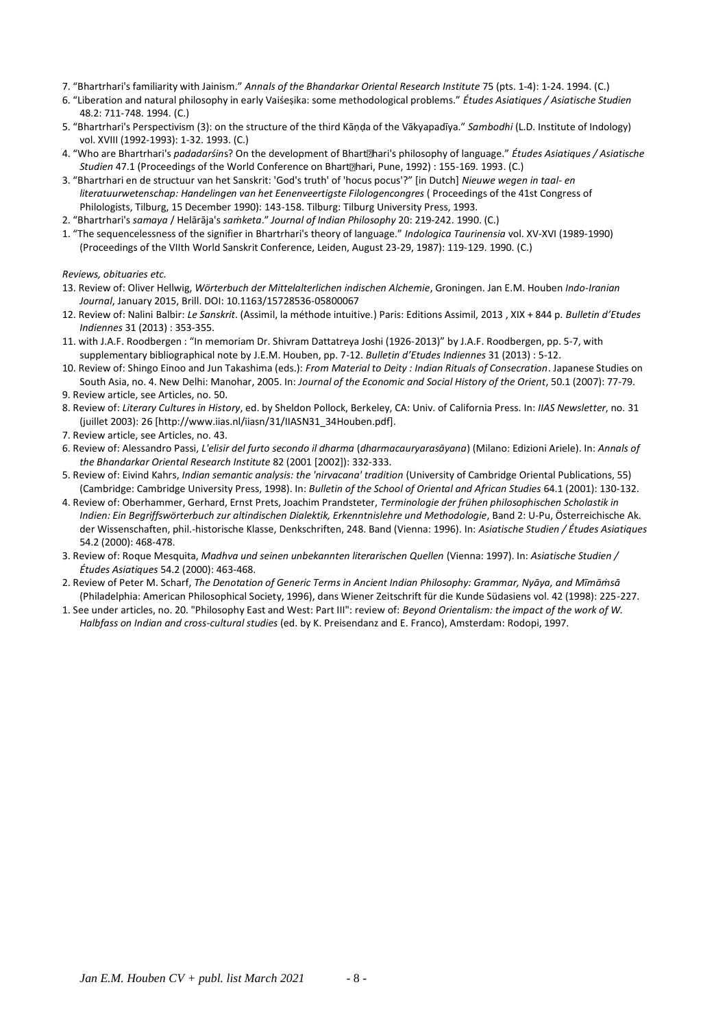7. "Bhartrhari's familiarity with Jainism." *Annals of the Bhandarkar Oriental Research Institute* 75 (pts. 1-4): 1-24. 1994. (C.)
6. "Liberation and natural philosophy in early Vaiśeṣika: some methodological problems." *Études Asiatiques / Asiatische Studien* 48.2: 711-748. 1994. (C.)
5. "Bhartrhari's Perspectivism (3): on the structure of the third Kāṇḍa of the Vākyapadīya." *Sambodhi* (L.D. Institute of Indology) vol. XVIII (1992-1993): 1-32. 1993. (C.)
4. "Who are Bhartrhari's *padadarśin*s? On the development of Bhartṛhari's philosophy of language." *Études Asiatiques / Asiatische Studien* 47.1 (Proceedings of the World Conference on Bhartṛhari, Pune, 1992) : 155-169. 1993. (C.)
3. "Bhartrhari en de structuur van het Sanskrit: 'God's truth' of 'hocus pocus'?" [in Dutch] *Nieuwe wegen in taal- en literatuurwetenschap: Handelingen van het Eenenveertigste Filologencongres* ( Proceedings of the 41st Congress of Philologists, Tilburg, 15 December 1990): 143-158. Tilburg: Tilburg University Press, 1993.
2. "Bhartrhari's *samaya* / Helārāja's *saṁketa*." *Journal of Indian Philosophy* 20: 219-242. 1990. (C.)
1. "The sequencelessness of the signifier in Bhartrhari's theory of language." *Indologica Taurinensia* vol. XV-XVI (1989-1990) (Proceedings of the VIIth World Sanskrit Conference, Leiden, August 23-29, 1987): 119-129. 1990. (C.)

*Reviews, obituaries etc.*

13. Review of: Oliver Hellwig, *Wörterbuch der Mittelalterlichen indischen Alchemie*, Groningen. Jan E.M. Houben *Indo-Iranian Journal*, January 2015, Brill. DOI: 10.1163/15728536-05800067
12. Review of: Nalini Balbir: *Le Sanskrit*. (Assimil, la méthode intuitive.) Paris: Editions Assimil, 2013 , XIX + 844 p. *Bulletin d'Etudes Indiennes* 31 (2013) : 353-355.
11. with J.A.F. Roodbergen : "In memoriam Dr. Shivram Dattatreya Joshi (1926-2013)" by J.A.F. Roodbergen, pp. 5-7, with supplementary bibliographical note by J.E.M. Houben, pp. 7-12. *Bulletin d'Etudes Indiennes* 31 (2013) : 5-12.
10. Review of: Shingo Einoo and Jun Takashima (eds.): *From Material to Deity : Indian Rituals of Consecration*. Japanese Studies on South Asia, no. 4. New Delhi: Manohar, 2005. In: *Journal of the Economic and Social History of the Orient*, 50.1 (2007): 77-79.
9. Review article, see Articles, no. 50.
8. Review of: *Literary Cultures in History*, ed. by Sheldon Pollock, Berkeley, CA: Univ. of California Press. In: *IIAS Newsletter*, no. 31 (juillet 2003): 26 [http://www.iias.nl/iiasn/31/IIASN31_34Houben.pdf].
7. Review article, see Articles, no. 43.
6. Review of: Alessandro Passi, *L'elisir del furto secondo il dharma* (*dharmacauryarasāyana*) (Milano: Edizioni Ariele). In: *Annals of the Bhandarkar Oriental Research Institute* 82 (2001 [2002]): 332-333.
5. Review of: Eivind Kahrs, *Indian semantic analysis: the 'nirvacana' tradition* (University of Cambridge Oriental Publications, 55) (Cambridge: Cambridge University Press, 1998). In: *Bulletin of the School of Oriental and African Studies* 64.1 (2001): 130-132.
4. Review of: Oberhammer, Gerhard, Ernst Prets, Joachim Prandsteter, *Terminologie der frühen philosophischen Scholastik in Indien: Ein Begriffswörterbuch zur altindischen Dialektik, Erkenntnislehre und Methodologie*, Band 2: U-Pu, Österreichische Ak. der Wissenschaften, phil.-historische Klasse, Denkschriften, 248. Band (Vienna: 1996). In: *Asiatische Studien / Études Asiatiques* 54.2 (2000): 468-478.
3. Review of: Roque Mesquita, *Madhva und seinen unbekannten literarischen Quellen* (Vienna: 1997). In: *Asiatische Studien / Études Asiatiques* 54.2 (2000): 463-468.
2. Review of Peter M. Scharf, *The Denotation of Generic Terms in Ancient Indian Philosophy: Grammar, Nyāya, and Mīmāṁsā* (Philadelphia: American Philosophical Society, 1996), dans Wiener Zeitschrift für die Kunde Südasiens vol. 42 (1998): 225-227.
1. See under articles, no. 20. "Philosophy East and West: Part III": review of: *Beyond Orientalism: the impact of the work of W. Halbfass on Indian and cross-cultural studies* (ed. by K. Preisendanz and E. Franco), Amsterdam: Rodopi, 1997.